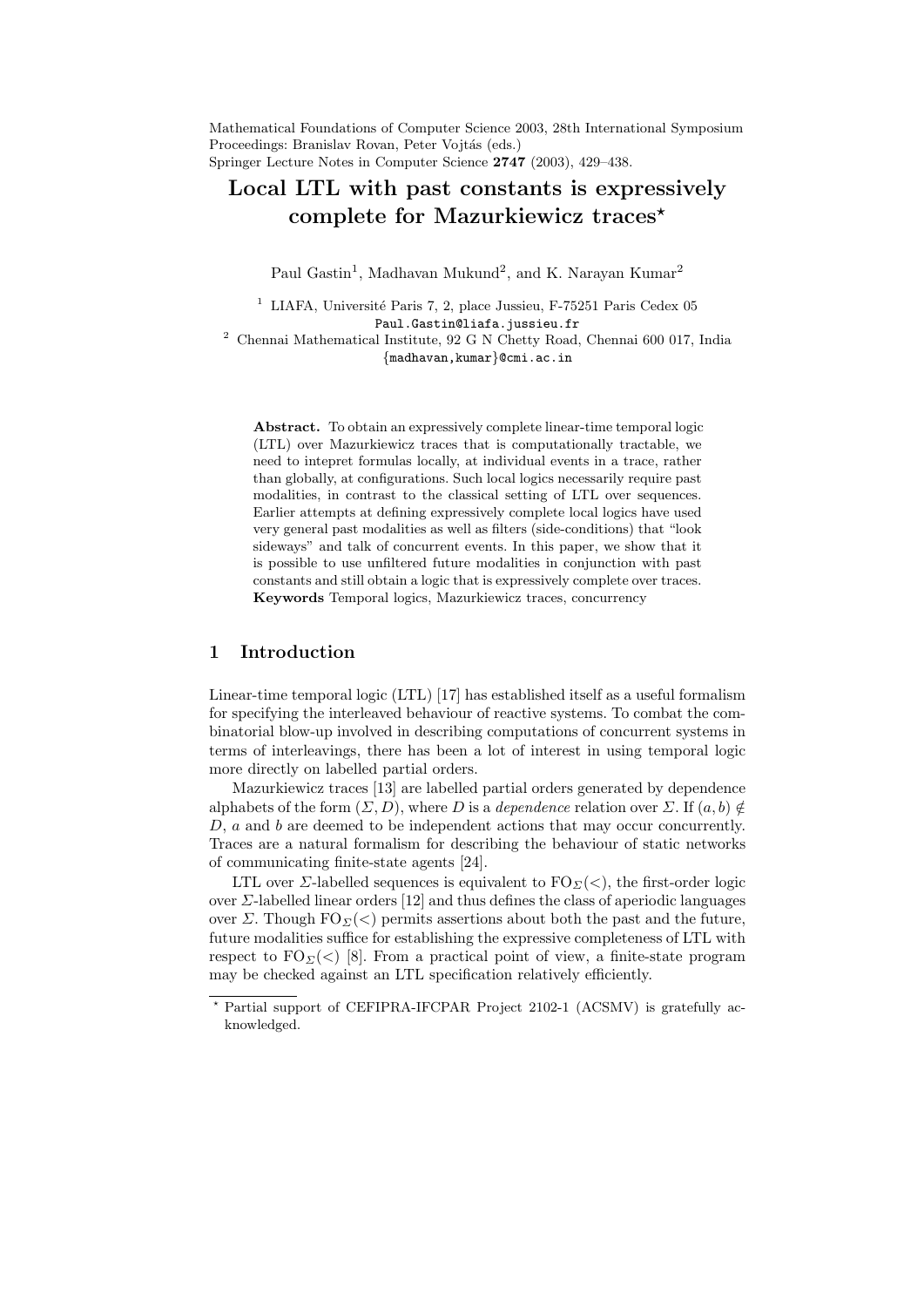Mathematical Foundations of Computer Science 2003, 28th International Symposium Proceedings: Branislav Rovan, Peter Vojtás (eds.)
Springer Lecture Notes in Computer Science **2747** (2003), 429–438.

# Local LTL with past constants is expressively complete for Mazurkiewicz traces*

Paul Gastin[1], Madhavan Mukund[2], and K. Narayan Kumar[2]

[1] LIAFA, Université Paris 7, 2, place Jussieu, F-75251 Paris Cedex 05
Paul.Gastin@liafa.jussieu.fr

[2] Chennai Mathematical Institute, 92 G N Chetty Road, Chennai 600 017, India
{madhavan,kumar}@cmi.ac.in

**Abstract.** To obtain an expressively complete linear-time temporal logic (LTL) over Mazurkiewicz traces that is computationally tractable, we need to intepret formulas locally, at individual events in a trace, rather than globally, at configurations. Such local logics necessarily require past modalities, in contrast to the classical setting of LTL over sequences. Earlier attempts at defining expressively complete local logics have used very general past modalities as well as filters (side-conditions) that "look sideways" and talk of concurrent events. In this paper, we show that it is possible to use unfiltered future modalities in conjunction with past constants and still obtain a logic that is expressively complete over traces.
**Keywords** Temporal logics, Mazurkiewicz traces, concurrency

## 1 Introduction

Linear-time temporal logic (LTL) [17] has established itself as a useful formalism for specifying the interleaved behaviour of reactive systems. To combat the combinatorial blow-up involved in describing computations of concurrent systems in terms of interleavings, there has been a lot of interest in using temporal logic more directly on labelled partial orders.

Mazurkiewicz traces [13] are labelled partial orders generated by dependence alphabets of the form $(\Sigma, D)$, where $D$ is a *dependence* relation over $\Sigma$. If $(a, b) \notin D$, $a$ and $b$ are deemed to be independent actions that may occur concurrently. Traces are a natural formalism for describing the behaviour of static networks of communicating finite-state agents [24].

LTL over $\Sigma$-labelled sequences is equivalent to $\mathrm{FO}_\Sigma(<)$, the first-order logic over $\Sigma$-labelled linear orders [12] and thus defines the class of aperiodic languages over $\Sigma$. Though $\mathrm{FO}_\Sigma(<)$ permits assertions about both the past and the future, future modalities suffice for establishing the expressive completeness of LTL with respect to $\mathrm{FO}_\Sigma(<)$ [8]. From a practical point of view, a finite-state program may be checked against an LTL specification relatively efficiently.

* Partial support of CEFIPRA-IFCPAR Project 2102-1 (ACSMV) is gratefully acknowledged.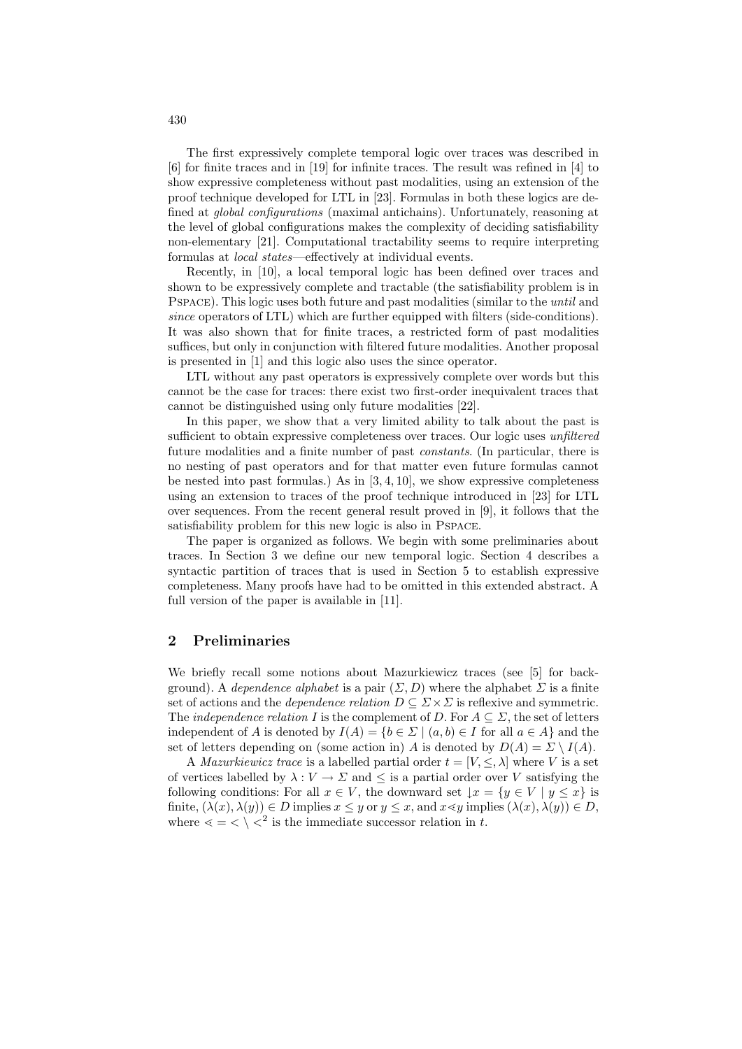The first expressively complete temporal logic over traces was described in [6] for finite traces and in [19] for infinite traces. The result was refined in [4] to show expressive completeness without past modalities, using an extension of the proof technique developed for LTL in [23]. Formulas in both these logics are defined at *global configurations* (maximal antichains). Unfortunately, reasoning at the level of global configurations makes the complexity of deciding satisfiability non-elementary [21]. Computational tractability seems to require interpreting formulas at *local states*—effectively at individual events.

Recently, in [10], a local temporal logic has been defined over traces and shown to be expressively complete and tractable (the satisfiability problem is in PSPACE). This logic uses both future and past modalities (similar to the *until* and *since* operators of LTL) which are further equipped with filters (side-conditions). It was also shown that for finite traces, a restricted form of past modalities suffices, but only in conjunction with filtered future modalities. Another proposal is presented in [1] and this logic also uses the since operator.

LTL without any past operators is expressively complete over words but this cannot be the case for traces: there exist two first-order inequivalent traces that cannot be distinguished using only future modalities [22].

In this paper, we show that a very limited ability to talk about the past is sufficient to obtain expressive completeness over traces. Our logic uses *unfiltered* future modalities and a finite number of past *constants*. (In particular, there is no nesting of past operators and for that matter even future formulas cannot be nested into past formulas.) As in [3, 4, 10], we show expressive completeness using an extension to traces of the proof technique introduced in [23] for LTL over sequences. From the recent general result proved in [9], it follows that the satisfiability problem for this new logic is also in PSPACE.

The paper is organized as follows. We begin with some preliminaries about traces. In Section 3 we define our new temporal logic. Section 4 describes a syntactic partition of traces that is used in Section 5 to establish expressive completeness. Many proofs have had to be omitted in this extended abstract. A full version of the paper is available in [11].

## 2 Preliminaries

We briefly recall some notions about Mazurkiewicz traces (see [5] for background). A *dependence alphabet* is a pair $(\Sigma, D)$ where the alphabet $\Sigma$ is a finite set of actions and the *dependence relation* $D \subseteq \Sigma \times \Sigma$ is reflexive and symmetric. The *independence relation* $I$ is the complement of $D$. For $A \subseteq \Sigma$, the set of letters independent of $A$ is denoted by $I(A) = \{b \in \Sigma \mid (a, b) \in I \text{ for all } a \in A\}$ and the set of letters depending on (some action in) $A$ is denoted by $D(A) = \Sigma \setminus I(A)$.

A *Mazurkiewicz trace* is a labelled partial order $t = [V, \leq, \lambda]$ where $V$ is a set of vertices labelled by $\lambda : V \to \Sigma$ and $\leq$ is a partial order over $V$ satisfying the following conditions: For all $x \in V$, the downward set $\downarrow x = \{y \in V \mid y \leq x\}$ is finite, $(\lambda(x), \lambda(y)) \in D$ implies $x \leq y$ or $y \leq x$, and $x \lessdot y$ implies $(\lambda(x), \lambda(y)) \in D$, where $\lessdot = < \setminus <^2$ is the immediate successor relation in $t$.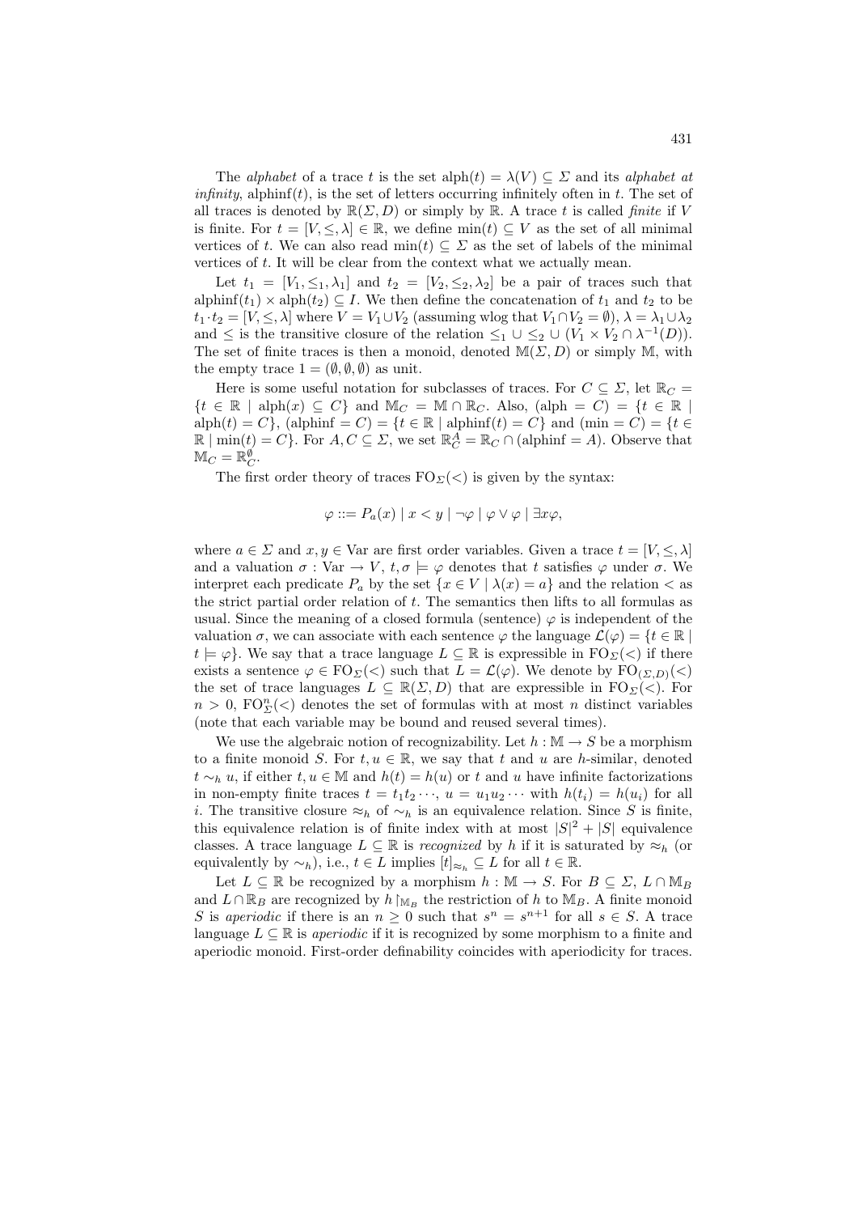The *alphabet* of a trace $t$ is the set $\text{alph}(t) = \lambda(V) \subseteq \Sigma$ and its *alphabet at infinity*, $\text{alphinf}(t)$, is the set of letters occurring infinitely often in $t$. The set of all traces is denoted by $\mathbb{R}(\Sigma, D)$ or simply by $\mathbb{R}$. A trace $t$ is called *finite* if $V$ is finite. For $t = [V, \leq, \lambda] \in \mathbb{R}$, we define $\min(t) \subseteq V$ as the set of all minimal vertices of $t$. We can also read $\min(t) \subseteq \Sigma$ as the set of labels of the minimal vertices of $t$. It will be clear from the context what we actually mean.

Let $t_1 = [V_1, \leq_1, \lambda_1]$ and $t_2 = [V_2, \leq_2, \lambda_2]$ be a pair of traces such that $\text{alphinf}(t_1) \times \text{alph}(t_2) \subseteq I$. We then define the concatenation of $t_1$ and $t_2$ to be $t_1 \cdot t_2 = [V, \leq, \lambda]$ where $V = V_1 \cup V_2$ (assuming wlog that $V_1 \cap V_2 = \emptyset$), $\lambda = \lambda_1 \cup \lambda_2$ and $\leq$ is the transitive closure of the relation $\leq_1 \cup \leq_2 \cup (V_1 \times V_2 \cap \lambda^{-1}(D))$. The set of finite traces is then a monoid, denoted $\mathbb{M}(\Sigma, D)$ or simply $\mathbb{M}$, with the empty trace $1 = (\emptyset, \emptyset, \emptyset)$ as unit.

Here is some useful notation for subclasses of traces. For $C \subseteq \Sigma$, let $\mathbb{R}_C = \{t \in \mathbb{R} \mid \text{alph}(x) \subseteq C\}$ and $\mathbb{M}_C = \mathbb{M} \cap \mathbb{R}_C$. Also, $(\text{alph} = C) = \{t \in \mathbb{R} \mid \text{alph}(t) = C\}$, $(\text{alphinf} = C) = \{t \in \mathbb{R} \mid \text{alphinf}(t) = C\}$ and $(\min = C) = \{t \in \mathbb{R} \mid \min(t) = C\}$. For $A, C \subseteq \Sigma$, we set $\mathbb{R}_C^A = \mathbb{R}_C \cap (\text{alphinf} = A)$. Observe that $\mathbb{M}_C = \mathbb{R}_C^{\emptyset}$.

The first order theory of traces $\text{FO}_\Sigma(<)$ is given by the syntax:

$$\varphi ::= P_a(x) \mid x < y \mid \neg\varphi \mid \varphi \vee \varphi \mid \exists x \varphi,$$

where $a \in \Sigma$ and $x, y \in \text{Var}$ are first order variables. Given a trace $t = [V, \leq, \lambda]$ and a valuation $\sigma : \text{Var} \to V$, $t, \sigma \models \varphi$ denotes that $t$ satisfies $\varphi$ under $\sigma$. We interpret each predicate $P_a$ by the set $\{x \in V \mid \lambda(x) = a\}$ and the relation $<$ as the strict partial order relation of $t$. The semantics then lifts to all formulas as usual. Since the meaning of a closed formula (sentence) $\varphi$ is independent of the valuation $\sigma$, we can associate with each sentence $\varphi$ the language $\mathcal{L}(\varphi) = \{t \in \mathbb{R} \mid t \models \varphi\}$. We say that a trace language $L \subseteq \mathbb{R}$ is expressible in $\text{FO}_\Sigma(<)$ if there exists a sentence $\varphi \in \text{FO}_\Sigma(<)$ such that $L = \mathcal{L}(\varphi)$. We denote by $\text{FO}_{(\Sigma,D)}(<)$ the set of trace languages $L \subseteq \mathbb{R}(\Sigma, D)$ that are expressible in $\text{FO}_\Sigma(<)$. For $n > 0$, $\text{FO}_\Sigma^n(<)$ denotes the set of formulas with at most $n$ distinct variables (note that each variable may be bound and reused several times).

We use the algebraic notion of recognizability. Let $h : \mathbb{M} \to S$ be a morphism to a finite monoid $S$. For $t, u \in \mathbb{R}$, we say that $t$ and $u$ are $h$-similar, denoted $t \sim_h u$, if either $t, u \in \mathbb{M}$ and $h(t) = h(u)$ or $t$ and $u$ have infinite factorizations in non-empty finite traces $t = t_1 t_2 \cdots$, $u = u_1 u_2 \cdots$ with $h(t_i) = h(u_i)$ for all $i$. The transitive closure $\approx_h$ of $\sim_h$ is an equivalence relation. Since $S$ is finite, this equivalence relation is of finite index with at most $|S|^2 + |S|$ equivalence classes. A trace language $L \subseteq \mathbb{R}$ is *recognized* by $h$ if it is saturated by $\approx_h$ (or equivalently by $\sim_h$), i.e., $t \in L$ implies $[t]_{\approx_h} \subseteq L$ for all $t \in \mathbb{R}$.

Let $L \subseteq \mathbb{R}$ be recognized by a morphism $h : \mathbb{M} \to S$. For $B \subseteq \Sigma$, $L \cap \mathbb{M}_B$ and $L \cap \mathbb{R}_B$ are recognized by $h\restriction_{\mathbb{M}_B}$ the restriction of $h$ to $\mathbb{M}_B$. A finite monoid $S$ is *aperiodic* if there is an $n \geq 0$ such that $s^n = s^{n+1}$ for all $s \in S$. A trace language $L \subseteq \mathbb{R}$ is *aperiodic* if it is recognized by some morphism to a finite and aperiodic monoid. First-order definability coincides with aperiodicity for traces.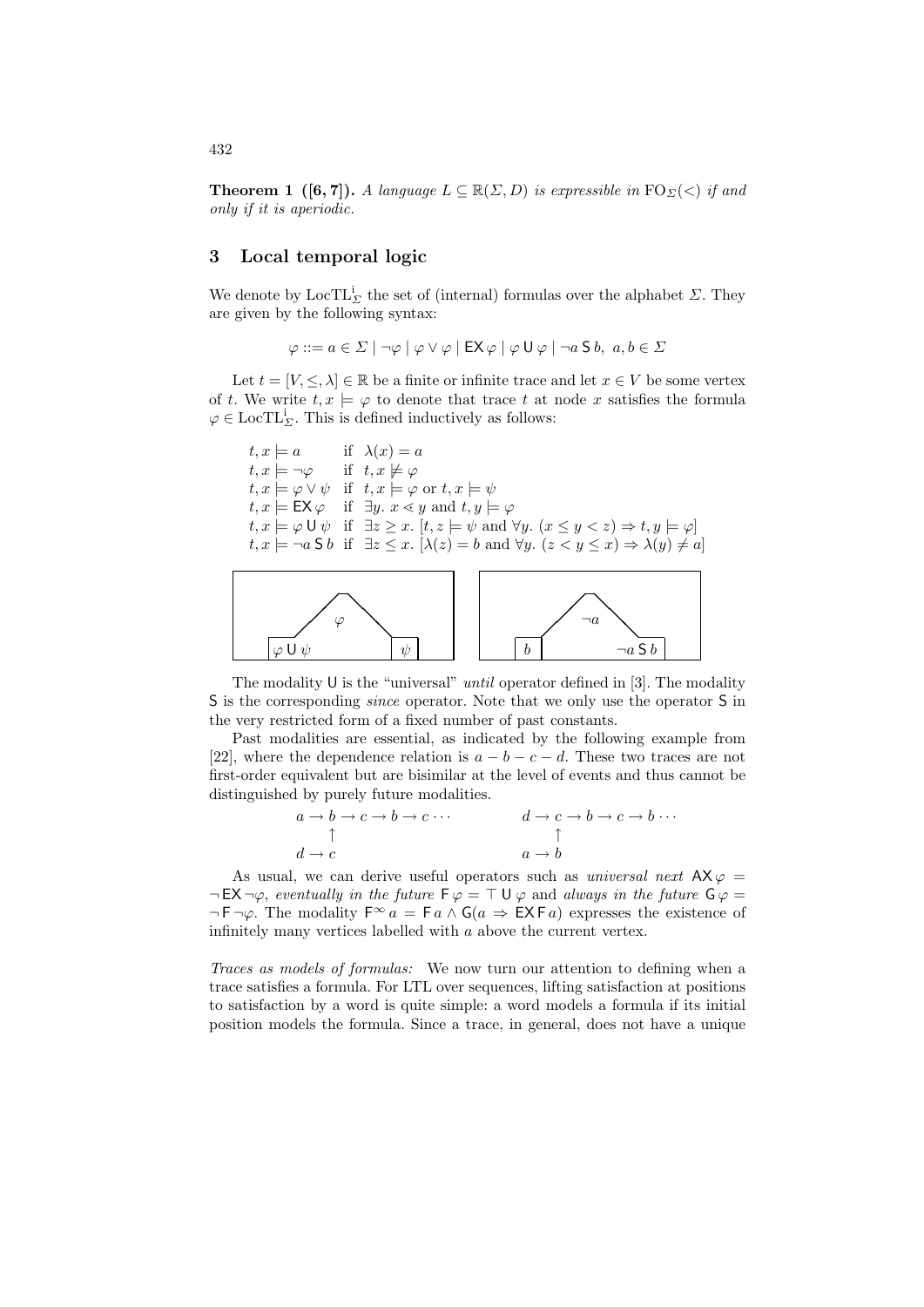**Theorem 1 ([6, 7]).** *A language $L \subseteq \mathbb{R}(\Sigma, D)$ is expressible in $\mathrm{FO}_\Sigma(<)$ if and only if it is aperiodic.*

## 3 Local temporal logic

We denote by $\mathrm{LocTL}^{\mathrm{i}}_\Sigma$ the set of (internal) formulas over the alphabet $\Sigma$. They are given by the following syntax:

$$\varphi ::= a \in \Sigma \mid \neg\varphi \mid \varphi \vee \varphi \mid \mathsf{EX}\,\varphi \mid \varphi\,\mathsf{U}\,\varphi \mid \neg a\,\mathsf{S}\,b,\ a, b \in \Sigma$$

Let $t = [V, \leq, \lambda] \in \mathbb{R}$ be a finite or infinite trace and let $x \in V$ be some vertex of $t$. We write $t, x \models \varphi$ to denote that trace $t$ at node $x$ satisfies the formula $\varphi \in \mathrm{LocTL}^{\mathrm{i}}_\Sigma$. This is defined inductively as follows:

$$
\begin{array}{lll}
t, x \models a & \text{if} & \lambda(x) = a \\
t, x \models \neg\varphi & \text{if} & t, x \not\models \varphi \\
t, x \models \varphi \vee \psi & \text{if} & t, x \models \varphi \text{ or } t, x \models \psi \\
t, x \models \mathsf{EX}\,\varphi & \text{if} & \exists y.\ x \lessdot y \text{ and } t, y \models \varphi \\
t, x \models \varphi\,\mathsf{U}\,\psi & \text{if} & \exists z \geq x.\ [t, z \models \psi \text{ and } \forall y.\ (x \leq y < z) \Rightarrow t, y \models \varphi] \\
t, x \models \neg a\,\mathsf{S}\,b & \text{if} & \exists z \leq x.\ [\lambda(z) = b \text{ and } \forall y.\ (z < y \leq x) \Rightarrow \lambda(y) \neq a]
\end{array}
$$

$\varphi$

$\varphi\,\mathsf{U}\,\psi$ $\psi$

$\neg a$

$b$ $\neg a\,\mathsf{S}\,b$

The modality $\mathsf{U}$ is the "universal" *until* operator defined in [3]. The modality $\mathsf{S}$ is the corresponding *since* operator. Note that we only use the operator $\mathsf{S}$ in the very restricted form of a fixed number of past constants.

Past modalities are essential, as indicated by the following example from [22], where the dependence relation is $a - b - c - d$. These two traces are not first-order equivalent but are bisimilar at the level of events and thus cannot be distinguished by purely future modalities.

$$
\begin{array}{ccc}
\begin{array}{l} a \to b \to c \to b \to c \cdots \\ \quad\ \uparrow \\ d \to c \end{array}
& \qquad &
\begin{array}{l} d \to c \to b \to c \to b \cdots \\ \quad\ \uparrow \\ a \to b \end{array}
\end{array}
$$

As usual, we can derive useful operators such as *universal next* $\mathsf{AX}\,\varphi = \neg\,\mathsf{EX}\,\neg\varphi$, *eventually in the future* $\mathsf{F}\,\varphi = \top\,\mathsf{U}\,\varphi$ and *always in the future* $\mathsf{G}\,\varphi = \neg\,\mathsf{F}\,\neg\varphi$. The modality $\mathsf{F}^\infty\,a = \mathsf{F}\,a \wedge \mathsf{G}(a \Rightarrow \mathsf{EX}\,\mathsf{F}\,a)$ expresses the existence of infinitely many vertices labelled with $a$ above the current vertex.

*Traces as models of formulas:* We now turn our attention to defining when a trace satisfies a formula. For LTL over sequences, lifting satisfaction at positions to satisfaction by a word is quite simple: a word models a formula if its initial position models the formula. Since a trace, in general, does not have a unique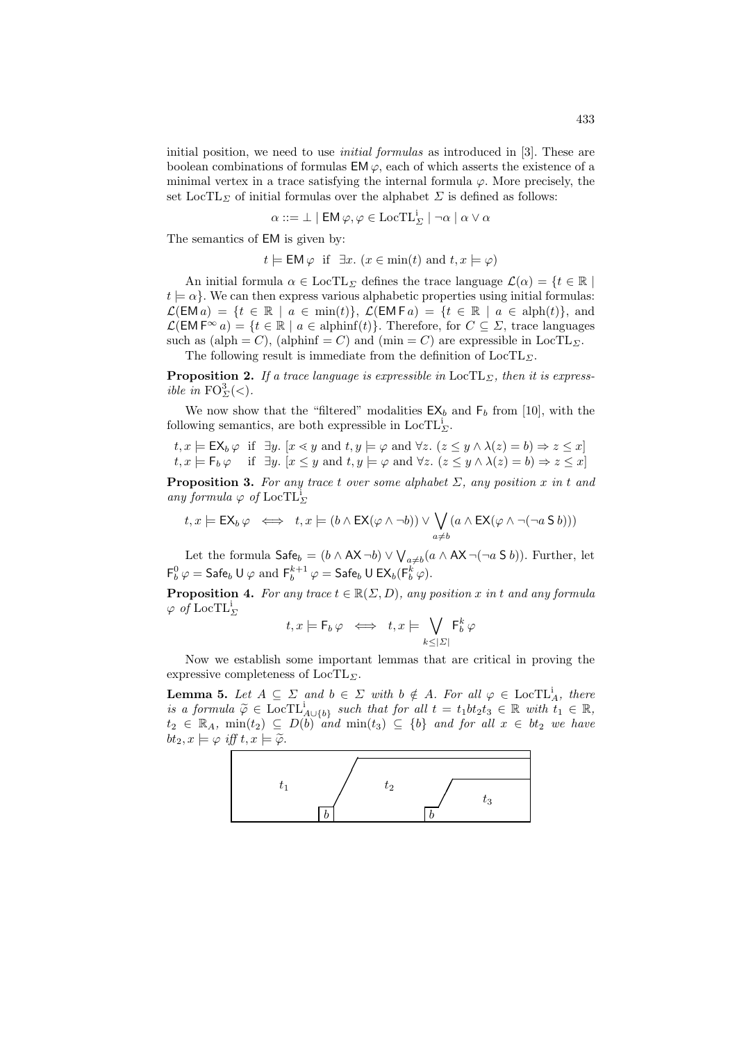initial position, we need to use *initial formulas* as introduced in [3]. These are boolean combinations of formulas $\mathsf{EM}\,\varphi$, each of which asserts the existence of a minimal vertex in a trace satisfying the internal formula $\varphi$. More precisely, the set $\mathrm{LocTL}_\Sigma$ of initial formulas over the alphabet $\Sigma$ is defined as follows:

$$\alpha ::= \bot \mid \mathsf{EM}\,\varphi, \varphi \in \mathrm{LocTL}^{\mathrm{i}}_\Sigma \mid \neg\alpha \mid \alpha \vee \alpha$$

The semantics of $\mathsf{EM}$ is given by:

$$t \models \mathsf{EM}\,\varphi \quad \text{if} \quad \exists x.\ (x \in \min(t) \text{ and } t, x \models \varphi)$$

An initial formula $\alpha \in \mathrm{LocTL}_\Sigma$ defines the trace language $\mathcal{L}(\alpha) = \{t \in \mathbb{R} \mid t \models \alpha\}$. We can then express various alphabetic properties using initial formulas: $\mathcal{L}(\mathsf{EM}\,a) = \{t \in \mathbb{R} \mid a \in \min(t)\}$, $\mathcal{L}(\mathsf{EM}\,\mathsf{F}\,a) = \{t \in \mathbb{R} \mid a \in \mathrm{alph}(t)\}$, and $\mathcal{L}(\mathsf{EM}\,\mathsf{F}^\infty\,a) = \{t \in \mathbb{R} \mid a \in \mathrm{alphinf}(t)\}$. Therefore, for $C \subseteq \Sigma$, trace languages such as $(\mathrm{alph} = C)$, $(\mathrm{alphinf} = C)$ and $(\min = C)$ are expressible in $\mathrm{LocTL}_\Sigma$.

The following result is immediate from the definition of $\mathrm{LocTL}_\Sigma$.

**Proposition 2.** *If a trace language is expressible in* $\mathrm{LocTL}_\Sigma$*, then it is expressible in* $\mathrm{FO}^3_\Sigma(<)$.

We now show that the "filtered" modalities $\mathsf{EX}_b$ and $\mathsf{F}_b$ from [10], with the following semantics, are both expressible in $\mathrm{LocTL}^{\mathrm{i}}_\Sigma$.

$$t, x \models \mathsf{EX}_b\,\varphi \quad \text{if} \quad \exists y.\ [x \lessdot y \text{ and } t, y \models \varphi \text{ and } \forall z.\ (z \le y \wedge \lambda(z) = b) \Rightarrow z \le x]$$
$$t, x \models \mathsf{F}_b\,\varphi \quad \text{if} \quad \exists y.\ [x \le y \text{ and } t, y \models \varphi \text{ and } \forall z.\ (z \le y \wedge \lambda(z) = b) \Rightarrow z \le x]$$

**Proposition 3.** *For any trace $t$ over some alphabet $\Sigma$, any position $x$ in $t$ and any formula $\varphi$ of* $\mathrm{LocTL}^{\mathrm{i}}_\Sigma$

$$t, x \models \mathsf{EX}_b\,\varphi \iff t, x \models (b \wedge \mathsf{EX}(\varphi \wedge \neg b)) \vee \bigvee_{a \neq b} (a \wedge \mathsf{EX}(\varphi \wedge \neg(\neg a\ \mathsf{S}\ b)))$$

Let the formula $\mathsf{Safe}_b = (b \wedge \mathsf{AX}\,\neg b) \vee \bigvee_{a \neq b} (a \wedge \mathsf{AX}\,\neg(\neg a\ \mathsf{S}\ b))$. Further, let $\mathsf{F}^0_b\,\varphi = \mathsf{Safe}_b\ \mathsf{U}\ \varphi$ and $\mathsf{F}^{k+1}_b\,\varphi = \mathsf{Safe}_b\ \mathsf{U}\ \mathsf{EX}_b(\mathsf{F}^k_b\,\varphi)$.

**Proposition 4.** *For any trace $t \in \mathbb{R}(\Sigma, D)$, any position $x$ in $t$ and any formula $\varphi$ of* $\mathrm{LocTL}^{\mathrm{i}}_\Sigma$

$$t, x \models \mathsf{F}_b\,\varphi \iff t, x \models \bigvee_{k \le |\Sigma|} \mathsf{F}^k_b\,\varphi$$

Now we establish some important lemmas that are critical in proving the expressive completeness of $\mathrm{LocTL}_\Sigma$.

**Lemma 5.** *Let $A \subseteq \Sigma$ and $b \in \Sigma$ with $b \notin A$. For all $\varphi \in \mathrm{LocTL}^{\mathrm{i}}_A$, there is a formula $\widetilde{\varphi} \in \mathrm{LocTL}^{\mathrm{i}}_{A \cup \{b\}}$ such that for all $t = t_1 b t_2 t_3 \in \mathbb{R}$ with $t_1 \in \mathbb{R}$, $t_2 \in \mathbb{R}_A$, $\min(t_2) \subseteq D(b)$ and $\min(t_3) \subseteq \{b\}$ and for all $x \in bt_2$ we have $bt_2, x \models \varphi$ iff $t, x \models \widetilde{\varphi}$.*

$t_1$

$b$

$t_2$

$b$

$t_3$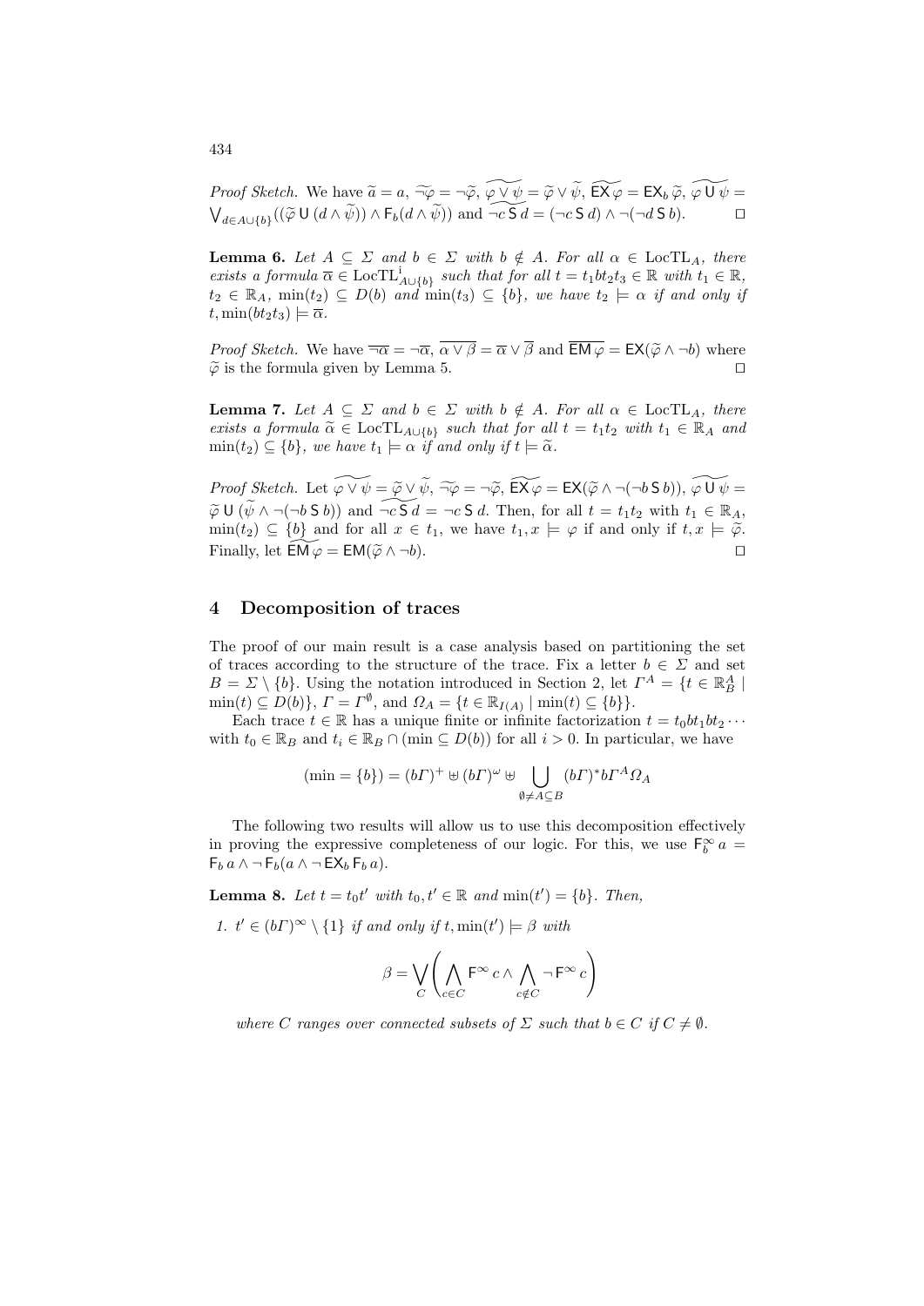*Proof Sketch.* We have $\widetilde{a} = a$, $\widetilde{\neg\varphi} = \neg\widetilde{\varphi}$, $\widetilde{\varphi \vee \psi} = \widetilde{\varphi} \vee \widetilde{\psi}$, $\widetilde{\mathsf{EX}\,\varphi} = \mathsf{EX}_b\,\widetilde{\varphi}$, $\widetilde{\varphi\,\mathsf{U}\,\psi} = \bigvee_{d \in A \cup \{b\}} ((\widetilde{\varphi}\;\mathsf{U}\;(d \wedge \widetilde{\psi})) \wedge \mathsf{F}_b(d \wedge \widetilde{\psi}))$ and $\widetilde{\neg c\,\mathsf{S}\,d} = (\neg c\;\mathsf{S}\;d) \wedge \neg(\neg d\;\mathsf{S}\;b)$. ◻

**Lemma 6.** *Let $A \subseteq \Sigma$ and $b \in \Sigma$ with $b \notin A$. For all $\alpha \in \mathrm{LocTL}_A$, there exists a formula $\overline{\alpha} \in \mathrm{LocTL}^{\mathrm{i}}_{A\cup\{b\}}$ such that for all $t = t_1bt_2t_3 \in \mathbb{R}$ with $t_1 \in \mathbb{R}$, $t_2 \in \mathbb{R}_A$, $\min(t_2) \subseteq D(b)$ and $\min(t_3) \subseteq \{b\}$, we have $t_2 \models \alpha$ if and only if $t, \min(bt_2t_3) \models \overline{\alpha}$.*

*Proof Sketch.* We have $\overline{\neg\alpha} = \neg\overline{\alpha}$, $\overline{\alpha \vee \beta} = \overline{\alpha} \vee \overline{\beta}$ and $\overline{\mathsf{EM}\,\varphi} = \mathsf{EX}(\widetilde{\varphi} \wedge \neg b)$ where $\widetilde{\varphi}$ is the formula given by Lemma 5. ◻

**Lemma 7.** *Let $A \subseteq \Sigma$ and $b \in \Sigma$ with $b \notin A$. For all $\alpha \in \mathrm{LocTL}_A$, there exists a formula $\widetilde{\alpha} \in \mathrm{LocTL}_{A\cup\{b\}}$ such that for all $t = t_1t_2$ with $t_1 \in \mathbb{R}_A$ and $\min(t_2) \subseteq \{b\}$, we have $t_1 \models \alpha$ if and only if $t \models \widetilde{\alpha}$.*

*Proof Sketch.* Let $\widetilde{\varphi \vee \psi} = \widetilde{\varphi} \vee \widetilde{\psi}$, $\widetilde{\neg\varphi} = \neg\widetilde{\varphi}$, $\widetilde{\mathsf{EX}\,\varphi} = \mathsf{EX}(\widetilde{\varphi} \wedge \neg(\neg b\;\mathsf{S}\;b))$, $\widetilde{\varphi\,\mathsf{U}\,\psi} = \widetilde{\varphi}\;\mathsf{U}\;(\widetilde{\psi} \wedge \neg(\neg b\;\mathsf{S}\;b))$ and $\widetilde{\neg c\,\mathsf{S}\,d} = \neg c\;\mathsf{S}\;d$. Then, for all $t = t_1t_2$ with $t_1 \in \mathbb{R}_A$, $\min(t_2) \subseteq \{b\}$ and for all $x \in t_1$, we have $t_1, x \models \varphi$ if and only if $t, x \models \widetilde{\varphi}$. Finally, let $\widetilde{\mathsf{EM}\,\varphi} = \mathsf{EM}(\widetilde{\varphi} \wedge \neg b)$. ◻

## 4 Decomposition of traces

The proof of our main result is a case analysis based on partitioning the set of traces according to the structure of the trace. Fix a letter $b \in \Sigma$ and set $B = \Sigma \setminus \{b\}$. Using the notation introduced in Section 2, let $\Gamma^A = \{t \in \mathbb{R}^A_B \mid \min(t) \subseteq D(b)\}$, $\Gamma = \Gamma^{\emptyset}$, and $\Omega_A = \{t \in \mathbb{R}_{I(A)} \mid \min(t) \subseteq \{b\}\}$.

Each trace $t \in \mathbb{R}$ has a unique finite or infinite factorization $t = t_0bt_1bt_2\cdots$ with $t_0 \in \mathbb{R}_B$ and $t_i \in \mathbb{R}_B \cap (\min \subseteq D(b))$ for all $i > 0$. In particular, we have

$$(\min = \{b\}) = (b\Gamma)^+ \uplus (b\Gamma)^\omega \uplus \bigcup_{\emptyset \neq A \subseteq B} (b\Gamma)^* b\Gamma^A\Omega_A$$

The following two results will allow us to use this decomposition effectively in proving the expressive completeness of our logic. For this, we use $\mathsf{F}^\infty_b\,a = \mathsf{F}_b\,a \wedge \neg\,\mathsf{F}_b(a \wedge \neg\,\mathsf{EX}_b\,\mathsf{F}_b\,a)$.

**Lemma 8.** *Let $t = t_0t'$ with $t_0, t' \in \mathbb{R}$ and $\min(t') = \{b\}$. Then,*

1. *$t' \in (b\Gamma)^\infty \setminus \{1\}$ if and only if $t, \min(t') \models \beta$ with*

$$\beta = \bigvee_C \left( \bigwedge_{c\in C} \mathsf{F}^\infty\,c \wedge \bigwedge_{c\notin C} \neg\,\mathsf{F}^\infty\,c \right)$$

*where $C$ ranges over connected subsets of $\Sigma$ such that $b \in C$ if $C \neq \emptyset$.*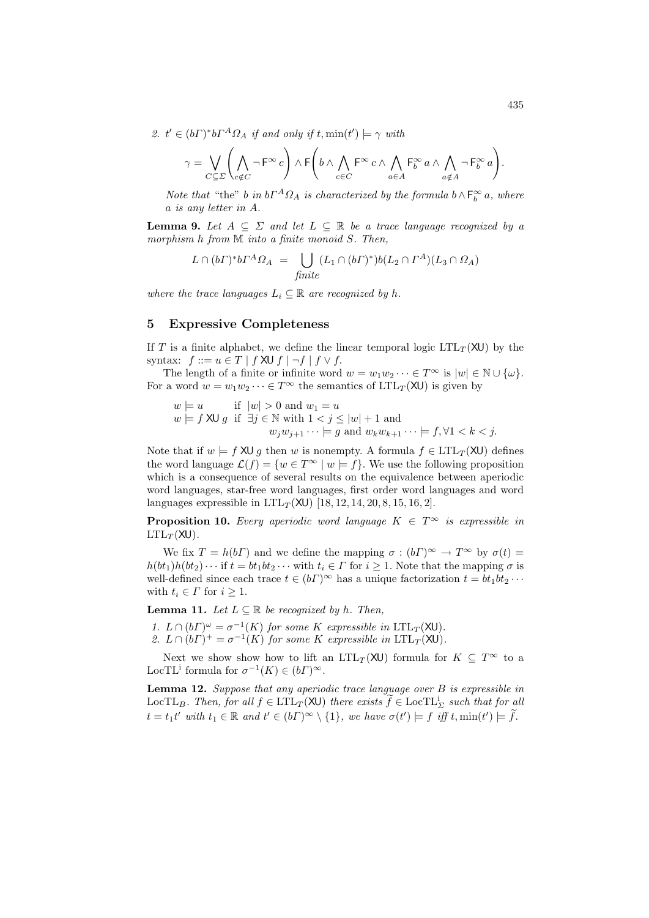2. $t' \in (b\Gamma)^* b\Gamma^A \Omega_A$ *if and only if* $t, \min(t') \models \gamma$ *with*

$$\gamma = \bigvee_{C \subseteq \Sigma} \left( \bigwedge_{c \notin C} \neg \mathsf{F}^{\infty} c \right) \wedge \mathsf{F}\left( b \wedge \bigwedge_{c \in C} \mathsf{F}^{\infty} c \wedge \bigwedge_{a \in A} \mathsf{F}_b^{\infty} a \wedge \bigwedge_{a \notin A} \neg \mathsf{F}_b^{\infty} a \right).$$

*Note that "the" $b$ in $b\Gamma^A \Omega_A$ is characterized by the formula $b \wedge \mathsf{F}_b^{\infty} a$, where $a$ is any letter in $A$.*

**Lemma 9.** *Let $A \subseteq \Sigma$ and let $L \subseteq \mathbb{R}$ be a trace language recognized by a morphism $h$ from $\mathbb{M}$ into a finite monoid $S$. Then,*

$$L \cap (b\Gamma)^* b\Gamma^A \Omega_A \;=\; \bigcup_{\textit{finite}} (L_1 \cap (b\Gamma)^*) b (L_2 \cap \Gamma^A)(L_3 \cap \Omega_A)$$

*where the trace languages $L_i \subseteq \mathbb{R}$ are recognized by $h$.*

## 5 Expressive Completeness

If $T$ is a finite alphabet, we define the linear temporal logic $\mathrm{LTL}_T(\mathsf{XU})$ by the syntax: $f ::= u \in T \mid f \;\mathsf{XU}\; f \mid \neg f \mid f \vee f$.

The length of a finite or infinite word $w = w_1 w_2 \cdots \in T^{\infty}$ is $|w| \in \mathbb{N} \cup \{\omega\}$. For a word $w = w_1 w_2 \cdots \in T^{\infty}$ the semantics of $\mathrm{LTL}_T(\mathsf{XU})$ is given by

$w \models u$ if $|w| > 0$ and $w_1 = u$
$w \models f \;\mathsf{XU}\; g$ if $\exists j \in \mathbb{N}$ with $1 < j \leq |w| + 1$ and
$w_j w_{j+1} \cdots \models g$ and $w_k w_{k+1} \cdots \models f, \forall 1 < k < j$.

Note that if $w \models f \;\mathsf{XU}\; g$ then $w$ is nonempty. A formula $f \in \mathrm{LTL}_T(\mathsf{XU})$ defines the word language $\mathcal{L}(f) = \{w \in T^{\infty} \mid w \models f\}$. We use the following proposition which is a consequence of several results on the equivalence between aperiodic word languages, star-free word languages, first order word languages and word languages expressible in $\mathrm{LTL}_T(\mathsf{XU})$ [18, 12, 14, 20, 8, 15, 16, 2].

**Proposition 10.** *Every aperiodic word language $K \in T^{\infty}$ is expressible in* $\mathrm{LTL}_T(\mathsf{XU})$.

We fix $T = h(b\Gamma)$ and we define the mapping $\sigma : (b\Gamma)^{\infty} \to T^{\infty}$ by $\sigma(t) = h(bt_1)h(bt_2)\cdots$ if $t = bt_1 bt_2 \cdots$ with $t_i \in \Gamma$ for $i \geq 1$. Note that the mapping $\sigma$ is well-defined since each trace $t \in (b\Gamma)^{\infty}$ has a unique factorization $t = bt_1 bt_2 \cdots$ with $t_i \in \Gamma$ for $i \geq 1$.

**Lemma 11.** *Let $L \subseteq \mathbb{R}$ be recognized by $h$. Then,*

1. $L \cap (b\Gamma)^{\omega} = \sigma^{-1}(K)$ *for some $K$ expressible in* $\mathrm{LTL}_T(\mathsf{XU})$.
2. $L \cap (b\Gamma)^{+} = \sigma^{-1}(K)$ *for some $K$ expressible in* $\mathrm{LTL}_T(\mathsf{XU})$.

Next we show show how to lift an $\mathrm{LTL}_T(\mathsf{XU})$ formula for $K \subseteq T^{\infty}$ to a $\mathrm{LocTL}^{\mathrm{i}}$ formula for $\sigma^{-1}(K) \in (b\Gamma)^{\infty}$.

**Lemma 12.** *Suppose that any aperiodic trace language over $B$ is expressible in* $\mathrm{LocTL}_B$. *Then, for all $f \in \mathrm{LTL}_T(\mathsf{XU})$ there exists $\widetilde{f} \in \mathrm{LocTL}^{\mathrm{i}}_{\Sigma}$ such that for all $t = t_1 t'$ with $t_1 \in \mathbb{R}$ and $t' \in (b\Gamma)^{\infty} \setminus \{1\}$, we have $\sigma(t') \models f$ iff $t, \min(t') \models \widetilde{f}$.*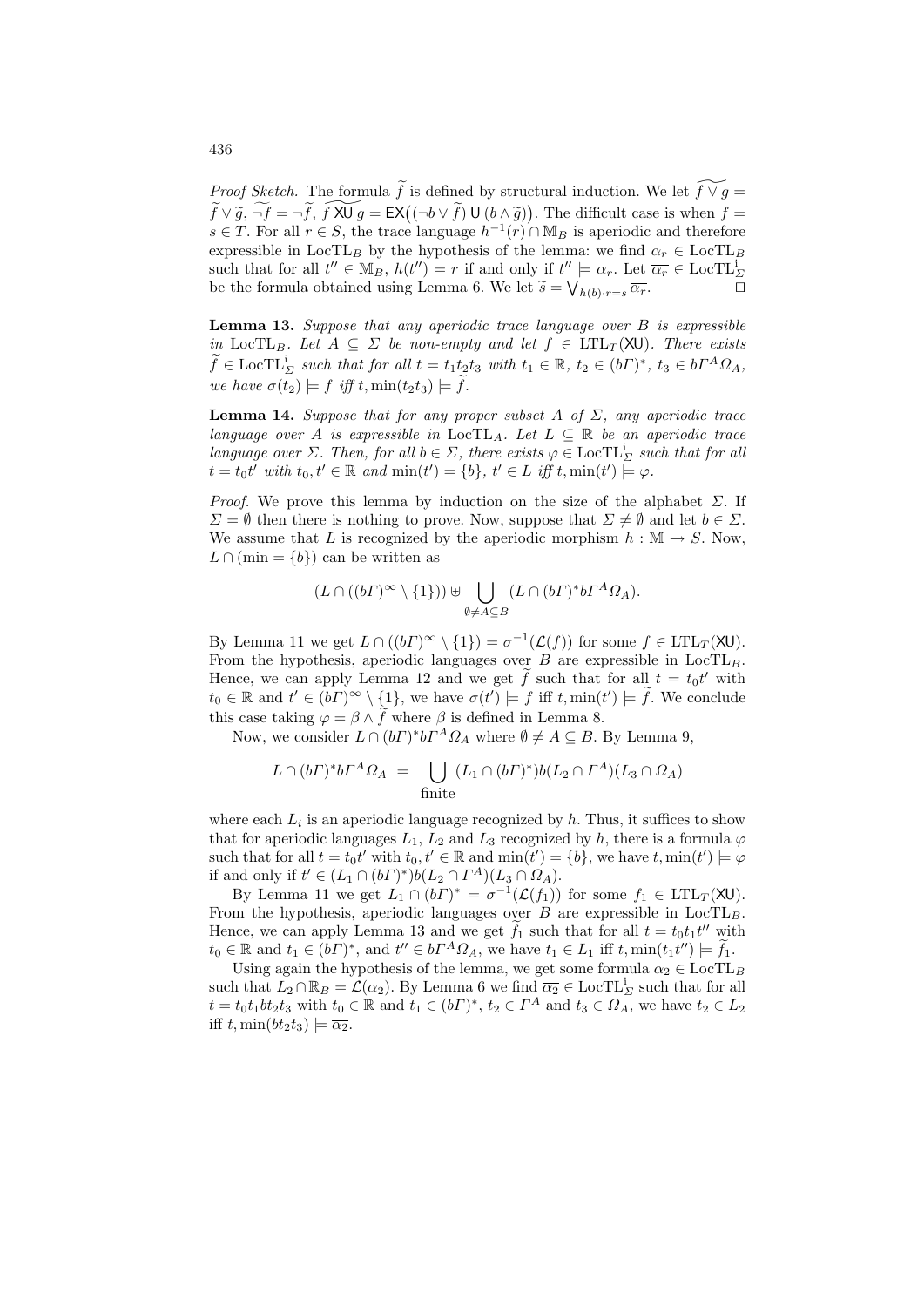*Proof Sketch.* The formula $\widetilde{f}$ is defined by structural induction. We let $\widetilde{f \vee g} = \widetilde{f} \vee \widetilde{g}$, $\widetilde{\neg f} = \neg \widetilde{f}$, $\widetilde{f \, \mathsf{XU} \, g} = \mathsf{EX}\big((\neg b \vee \widetilde{f}) \, \mathsf{U} \, (b \wedge \widetilde{g})\big)$. The difficult case is when $f = s \in T$. For all $r \in S$, the trace language $h^{-1}(r) \cap \mathbb{M}_B$ is aperiodic and therefore expressible in $\mathrm{LocTL}_B$ by the hypothesis of the lemma: we find $\alpha_r \in \mathrm{LocTL}_B$ such that for all $t'' \in \mathbb{M}_B$, $h(t'') = r$ if and only if $t'' \models \alpha_r$. Let $\overline{\alpha_r} \in \mathrm{LocTL}^{\mathrm{i}}_{\Sigma}$ be the formula obtained using Lemma 6. We let $\widetilde{s} = \bigvee_{h(b) \cdot r = s} \overline{\alpha_r}$. $\square$

**Lemma 13.** *Suppose that any aperiodic trace language over $B$ is expressible in $\mathrm{LocTL}_B$. Let $A \subseteq \Sigma$ be non-empty and let $f \in \mathrm{LTL}_T(\mathsf{XU})$. There exists $\widetilde{f} \in \mathrm{LocTL}^{\mathrm{i}}_{\Sigma}$ such that for all $t = t_1 t_2 t_3$ with $t_1 \in \mathbb{R}$, $t_2 \in (b\Gamma)^*$, $t_3 \in b\Gamma^A \Omega_A$, we have $\sigma(t_2) \models f$ iff $t, \min(t_2 t_3) \models \widetilde{f}$.*

**Lemma 14.** *Suppose that for any proper subset $A$ of $\Sigma$, any aperiodic trace language over $A$ is expressible in $\mathrm{LocTL}_A$. Let $L \subseteq \mathbb{R}$ be an aperiodic trace language over $\Sigma$. Then, for all $b \in \Sigma$, there exists $\varphi \in \mathrm{LocTL}^{\mathrm{i}}_{\Sigma}$ such that for all $t = t_0 t'$ with $t_0, t' \in \mathbb{R}$ and $\min(t') = \{b\}$, $t' \in L$ iff $t, \min(t') \models \varphi$.*

*Proof.* We prove this lemma by induction on the size of the alphabet $\Sigma$. If $\Sigma = \emptyset$ then there is nothing to prove. Now, suppose that $\Sigma \neq \emptyset$ and let $b \in \Sigma$. We assume that $L$ is recognized by the aperiodic morphism $h : \mathbb{M} \to S$. Now, $L \cap (\min = \{b\})$ can be written as

$$(L \cap ((b\Gamma)^\infty \setminus \{1\})) \uplus \bigcup_{\emptyset \neq A \subseteq B} (L \cap (b\Gamma)^* b\Gamma^A \Omega_A).$$

By Lemma 11 we get $L \cap ((b\Gamma)^\infty \setminus \{1\}) = \sigma^{-1}(\mathcal{L}(f))$ for some $f \in \mathrm{LTL}_T(\mathsf{XU})$. From the hypothesis, aperiodic languages over $B$ are expressible in $\mathrm{LocTL}_B$. Hence, we can apply Lemma 12 and we get $\widetilde{f}$ such that for all $t = t_0 t'$ with $t_0 \in \mathbb{R}$ and $t' \in (b\Gamma)^\infty \setminus \{1\}$, we have $\sigma(t') \models f$ iff $t, \min(t') \models \widetilde{f}$. We conclude this case taking $\varphi = \beta \wedge \widetilde{f}$ where $\beta$ is defined in Lemma 8.

Now, we consider $L \cap (b\Gamma)^* b\Gamma^A \Omega_A$ where $\emptyset \neq A \subseteq B$. By Lemma 9,

$$L \cap (b\Gamma)^* b\Gamma^A \Omega_A \;=\; \bigcup_{\text{finite}} (L_1 \cap (b\Gamma)^*) b (L_2 \cap \Gamma^A)(L_3 \cap \Omega_A)$$

where each $L_i$ is an aperiodic language recognized by $h$. Thus, it suffices to show that for aperiodic languages $L_1$, $L_2$ and $L_3$ recognized by $h$, there is a formula $\varphi$ such that for all $t = t_0 t'$ with $t_0, t' \in \mathbb{R}$ and $\min(t') = \{b\}$, we have $t, \min(t') \models \varphi$ if and only if $t' \in (L_1 \cap (b\Gamma)^*) b (L_2 \cap \Gamma^A)(L_3 \cap \Omega_A)$.

By Lemma 11 we get $L_1 \cap (b\Gamma)^* = \sigma^{-1}(\mathcal{L}(f_1))$ for some $f_1 \in \mathrm{LTL}_T(\mathsf{XU})$. From the hypothesis, aperiodic languages over $B$ are expressible in $\mathrm{LocTL}_B$. Hence, we can apply Lemma 13 and we get $\widetilde{f_1}$ such that for all $t = t_0 t_1 t''$ with $t_0 \in \mathbb{R}$ and $t_1 \in (b\Gamma)^*$, and $t'' \in b\Gamma^A \Omega_A$, we have $t_1 \in L_1$ iff $t, \min(t_1 t'') \models \widetilde{f_1}$.

Using again the hypothesis of the lemma, we get some formula $\alpha_2 \in \mathrm{LocTL}_B$ such that $L_2 \cap \mathbb{R}_B = \mathcal{L}(\alpha_2)$. By Lemma 6 we find $\overline{\alpha_2} \in \mathrm{LocTL}^{\mathrm{i}}_{\Sigma}$ such that for all $t = t_0 t_1 b t_2 t_3$ with $t_0 \in \mathbb{R}$ and $t_1 \in (b\Gamma)^*$, $t_2 \in \Gamma^A$ and $t_3 \in \Omega_A$, we have $t_2 \in L_2$ iff $t, \min(b t_2 t_3) \models \overline{\alpha_2}$.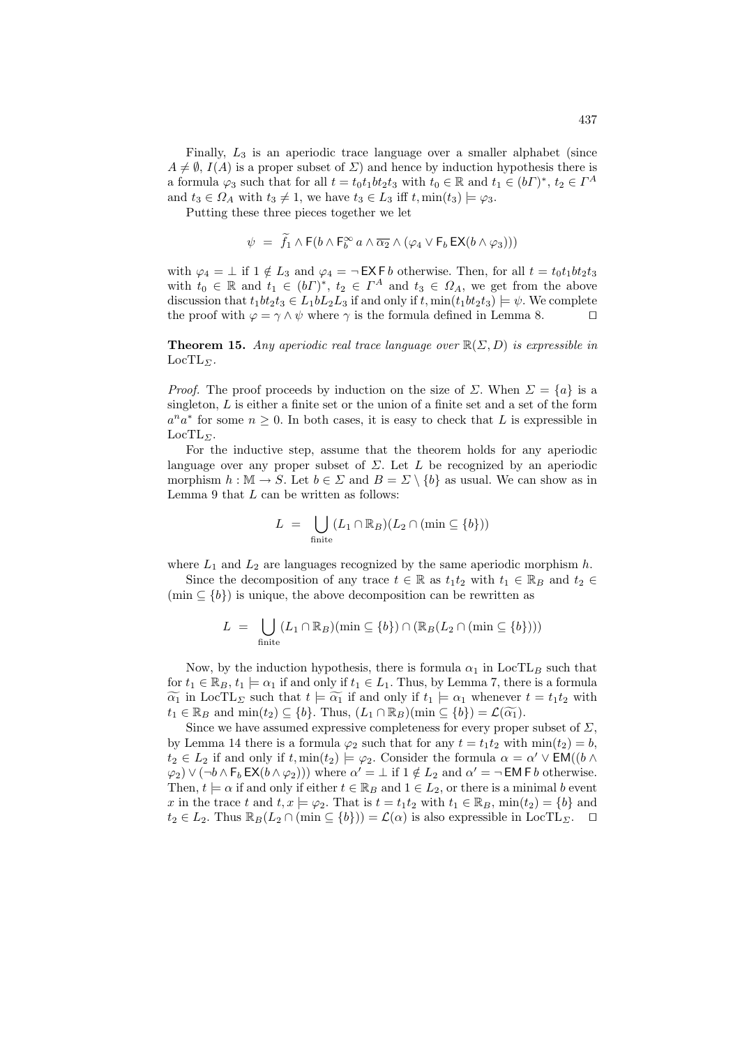Finally, $L_3$ is an aperiodic trace language over a smaller alphabet (since $A \neq \emptyset$, $I(A)$ is a proper subset of $\Sigma$) and hence by induction hypothesis there is a formula $\varphi_3$ such that for all $t = t_0 t_1 b t_2 t_3$ with $t_0 \in \mathbb{R}$ and $t_1 \in (b\Gamma)^*$, $t_2 \in \Gamma^A$ and $t_3 \in \Omega_A$ with $t_3 \neq 1$, we have $t_3 \in L_3$ iff $t, \min(t_3) \models \varphi_3$.

Putting these three pieces together we let

$$\psi \;=\; \widetilde{f_1} \wedge \mathsf{F}(b \wedge \mathsf{F}_b^\infty\, a \wedge \overline{\alpha_2} \wedge (\varphi_4 \vee \mathsf{F}_b\, \mathsf{EX}(b \wedge \varphi_3)))$$

with $\varphi_4 = \bot$ if $1 \notin L_3$ and $\varphi_4 = \neg\, \mathsf{EX}\, \mathsf{F}\, b$ otherwise. Then, for all $t = t_0 t_1 b t_2 t_3$ with $t_0 \in \mathbb{R}$ and $t_1 \in (b\Gamma)^*$, $t_2 \in \Gamma^A$ and $t_3 \in \Omega_A$, we get from the above discussion that $t_1 b t_2 t_3 \in L_1 b L_2 L_3$ if and only if $t, \min(t_1 b t_2 t_3) \models \psi$. We complete the proof with $\varphi = \gamma \wedge \psi$ where $\gamma$ is the formula defined in Lemma 8. $\square$

**Theorem 15.** *Any aperiodic real trace language over $\mathbb{R}(\Sigma, D)$ is expressible in $\mathrm{LocTL}_\Sigma$.*

*Proof.* The proof proceeds by induction on the size of $\Sigma$. When $\Sigma = \{a\}$ is a singleton, $L$ is either a finite set or the union of a finite set and a set of the form $a^n a^*$ for some $n \geq 0$. In both cases, it is easy to check that $L$ is expressible in $\mathrm{LocTL}_\Sigma$.

For the inductive step, assume that the theorem holds for any aperiodic language over any proper subset of $\Sigma$. Let $L$ be recognized by an aperiodic morphism $h : \mathbb{M} \to S$. Let $b \in \Sigma$ and $B = \Sigma \setminus \{b\}$ as usual. We can show as in Lemma 9 that $L$ can be written as follows:

$$L \;=\; \bigcup_{\text{finite}} (L_1 \cap \mathbb{R}_B)(L_2 \cap (\min \subseteq \{b\}))$$

where $L_1$ and $L_2$ are languages recognized by the same aperiodic morphism $h$.

Since the decomposition of any trace $t \in \mathbb{R}$ as $t_1 t_2$ with $t_1 \in \mathbb{R}_B$ and $t_2 \in (\min \subseteq \{b\})$ is unique, the above decomposition can be rewritten as

$$L \;=\; \bigcup_{\text{finite}} (L_1 \cap \mathbb{R}_B)(\min \subseteq \{b\}) \cap (\mathbb{R}_B(L_2 \cap (\min \subseteq \{b\})))$$

Now, by the induction hypothesis, there is formula $\alpha_1$ in $\mathrm{LocTL}_B$ such that for $t_1 \in \mathbb{R}_B$, $t_1 \models \alpha_1$ if and only if $t_1 \in L_1$. Thus, by Lemma 7, there is a formula $\widetilde{\alpha_1}$ in $\mathrm{LocTL}_\Sigma$ such that $t \models \widetilde{\alpha_1}$ if and only if $t_1 \models \alpha_1$ whenever $t = t_1 t_2$ with $t_1 \in \mathbb{R}_B$ and $\min(t_2) \subseteq \{b\}$. Thus, $(L_1 \cap \mathbb{R}_B)(\min \subseteq \{b\}) = \mathcal{L}(\widetilde{\alpha_1})$.

Since we have assumed expressive completeness for every proper subset of $\Sigma$, by Lemma 14 there is a formula $\varphi_2$ such that for any $t = t_1 t_2$ with $\min(t_2) = b$, $t_2 \in L_2$ if and only if $t, \min(t_2) \models \varphi_2$. Consider the formula $\alpha = \alpha' \vee \mathsf{EM}((b \wedge \varphi_2) \vee (\neg b \wedge \mathsf{F}_b\, \mathsf{EX}(b \wedge \varphi_2)))$ where $\alpha' = \bot$ if $1 \notin L_2$ and $\alpha' = \neg\, \mathsf{EM}\, \mathsf{F}\, b$ otherwise. Then, $t \models \alpha$ if and only if either $t \in \mathbb{R}_B$ and $1 \in L_2$, or there is a minimal $b$ event $x$ in the trace $t$ and $t, x \models \varphi_2$. That is $t = t_1 t_2$ with $t_1 \in \mathbb{R}_B$, $\min(t_2) = \{b\}$ and $t_2 \in L_2$. Thus $\mathbb{R}_B(L_2 \cap (\min \subseteq \{b\})) = \mathcal{L}(\alpha)$ is also expressible in $\mathrm{LocTL}_\Sigma$. $\square$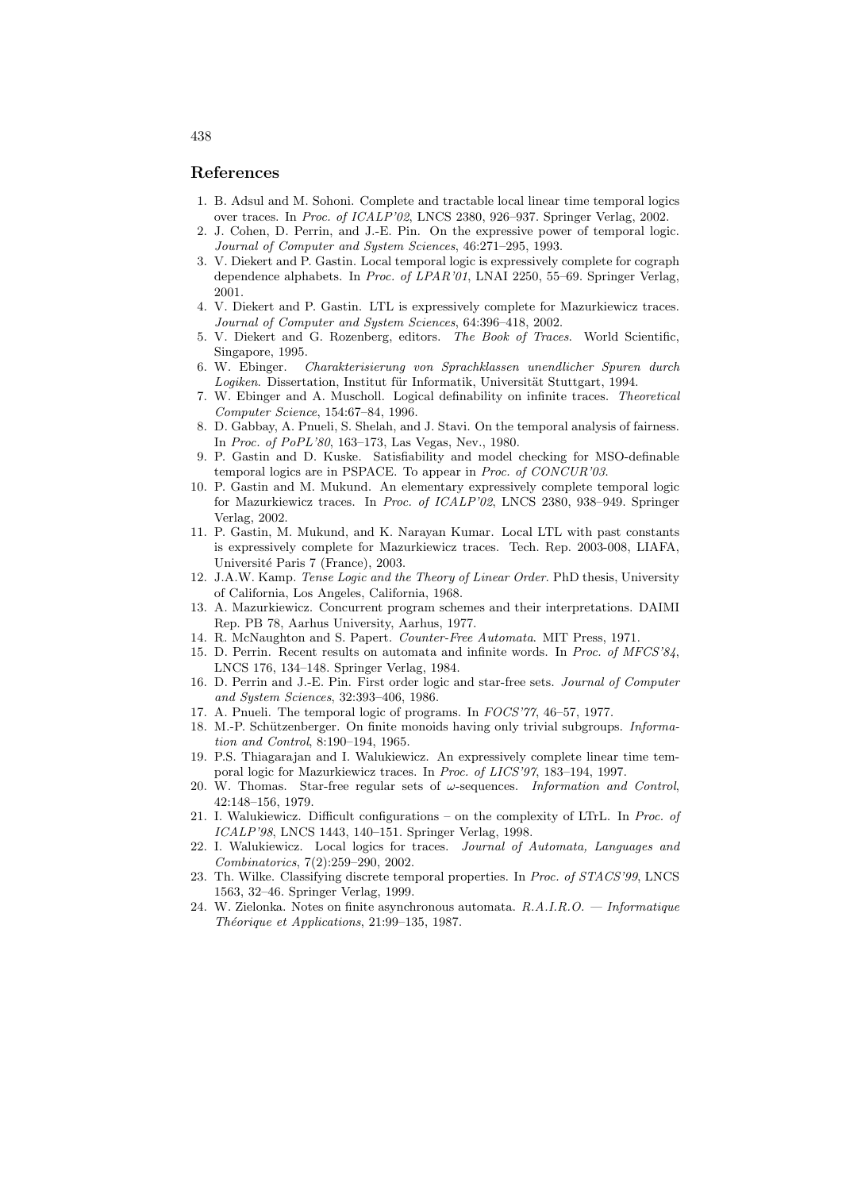## References

1. B. Adsul and M. Sohoni. Complete and tractable local linear time temporal logics over traces. In *Proc. of ICALP'02*, LNCS 2380, 926–937. Springer Verlag, 2002.
2. J. Cohen, D. Perrin, and J.-E. Pin. On the expressive power of temporal logic. *Journal of Computer and System Sciences*, 46:271–295, 1993.
3. V. Diekert and P. Gastin. Local temporal logic is expressively complete for cograph dependence alphabets. In *Proc. of LPAR'01*, LNAI 2250, 55–69. Springer Verlag, 2001.
4. V. Diekert and P. Gastin. LTL is expressively complete for Mazurkiewicz traces. *Journal of Computer and System Sciences*, 64:396–418, 2002.
5. V. Diekert and G. Rozenberg, editors. *The Book of Traces*. World Scientific, Singapore, 1995.
6. W. Ebinger. *Charakterisierung von Sprachklassen unendlicher Spuren durch Logiken*. Dissertation, Institut für Informatik, Universität Stuttgart, 1994.
7. W. Ebinger and A. Muscholl. Logical definability on infinite traces. *Theoretical Computer Science*, 154:67–84, 1996.
8. D. Gabbay, A. Pnueli, S. Shelah, and J. Stavi. On the temporal analysis of fairness. In *Proc. of PoPL'80*, 163–173, Las Vegas, Nev., 1980.
9. P. Gastin and D. Kuske. Satisfiability and model checking for MSO-definable temporal logics are in PSPACE. To appear in *Proc. of CONCUR'03*.
10. P. Gastin and M. Mukund. An elementary expressively complete temporal logic for Mazurkiewicz traces. In *Proc. of ICALP'02*, LNCS 2380, 938–949. Springer Verlag, 2002.
11. P. Gastin, M. Mukund, and K. Narayan Kumar. Local LTL with past constants is expressively complete for Mazurkiewicz traces. Tech. Rep. 2003-008, LIAFA, Université Paris 7 (France), 2003.
12. J.A.W. Kamp. *Tense Logic and the Theory of Linear Order*. PhD thesis, University of California, Los Angeles, California, 1968.
13. A. Mazurkiewicz. Concurrent program schemes and their interpretations. DAIMI Rep. PB 78, Aarhus University, Aarhus, 1977.
14. R. McNaughton and S. Papert. *Counter-Free Automata*. MIT Press, 1971.
15. D. Perrin. Recent results on automata and infinite words. In *Proc. of MFCS'84*, LNCS 176, 134–148. Springer Verlag, 1984.
16. D. Perrin and J.-E. Pin. First order logic and star-free sets. *Journal of Computer and System Sciences*, 32:393–406, 1986.
17. A. Pnueli. The temporal logic of programs. In *FOCS'77*, 46–57, 1977.
18. M.-P. Schützenberger. On finite monoids having only trivial subgroups. *Information and Control*, 8:190–194, 1965.
19. P.S. Thiagarajan and I. Walukiewicz. An expressively complete linear time temporal logic for Mazurkiewicz traces. In *Proc. of LICS'97*, 183–194, 1997.
20. W. Thomas. Star-free regular sets of $\omega$-sequences. *Information and Control*, 42:148–156, 1979.
21. I. Walukiewicz. Difficult configurations – on the complexity of LTrL. In *Proc. of ICALP'98*, LNCS 1443, 140–151. Springer Verlag, 1998.
22. I. Walukiewicz. Local logics for traces. *Journal of Automata, Languages and Combinatorics*, 7(2):259–290, 2002.
23. Th. Wilke. Classifying discrete temporal properties. In *Proc. of STACS'99*, LNCS 1563, 32–46. Springer Verlag, 1999.
24. W. Zielonka. Notes on finite asynchronous automata. *R.A.I.R.O. — Informatique Théorique et Applications*, 21:99–135, 1987.